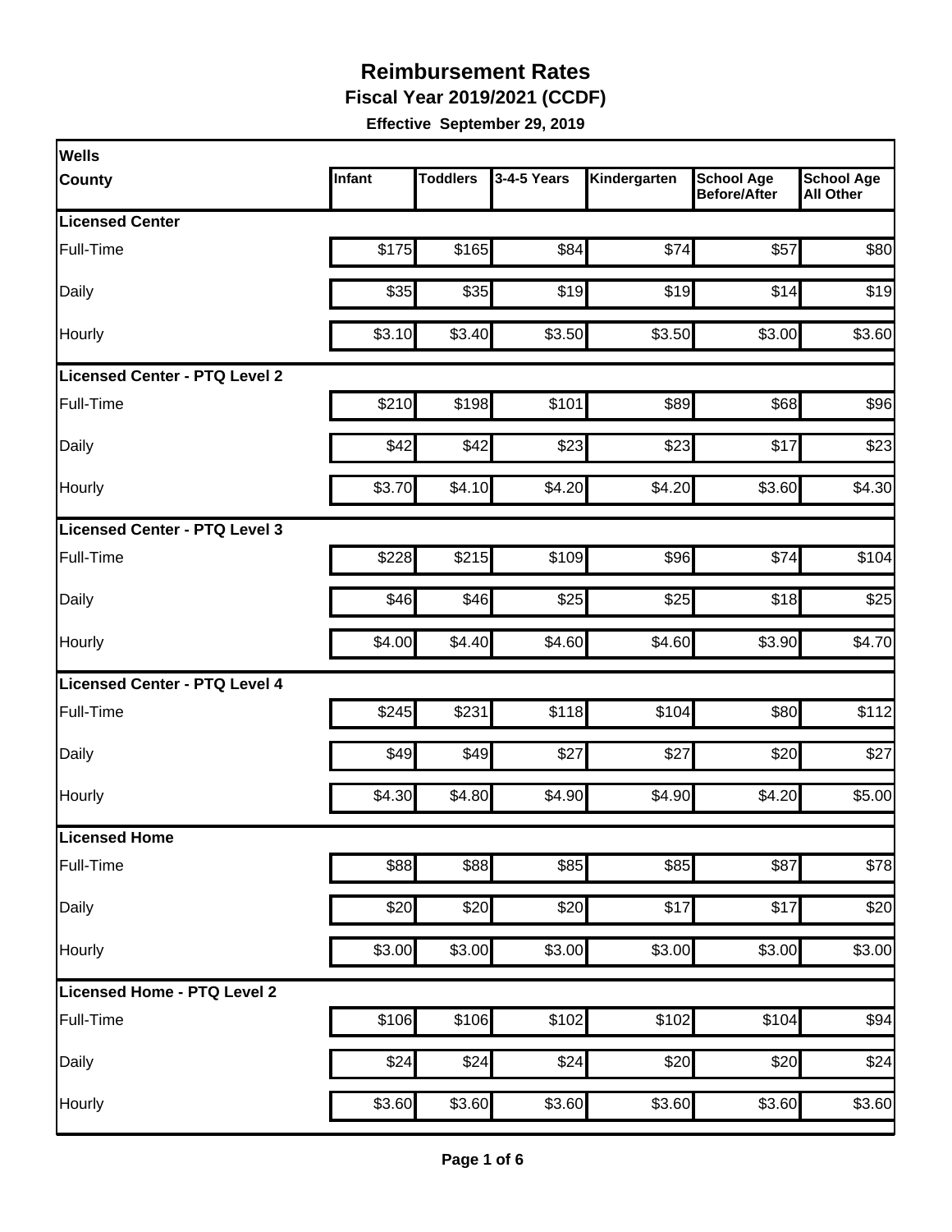# Reimbursement Rates

**Fiscal Year 2019/2021 (CCDF)**

**Effective September 29, 2019**

| Wells County | Infant | Toddlers | 3-4-5 Years | Kindergarten | School Age Before/After | School Age All Other |
|---|---|---|---|---|---|---|
| **Licensed Center** | | | | | | |
| Full-Time | $175 | $165 | $84 | $74 | $57 | $80 |
| Daily | $35 | $35 | $19 | $19 | $14 | $19 |
| Hourly | $3.10 | $3.40 | $3.50 | $3.50 | $3.00 | $3.60 |
| **Licensed Center - PTQ Level 2** | | | | | | |
| Full-Time | $210 | $198 | $101 | $89 | $68 | $96 |
| Daily | $42 | $42 | $23 | $23 | $17 | $23 |
| Hourly | $3.70 | $4.10 | $4.20 | $4.20 | $3.60 | $4.30 |
| **Licensed Center - PTQ Level 3** | | | | | | |
| Full-Time | $228 | $215 | $109 | $96 | $74 | $104 |
| Daily | $46 | $46 | $25 | $25 | $18 | $25 |
| Hourly | $4.00 | $4.40 | $4.60 | $4.60 | $3.90 | $4.70 |
| **Licensed Center - PTQ Level 4** | | | | | | |
| Full-Time | $245 | $231 | $118 | $104 | $80 | $112 |
| Daily | $49 | $49 | $27 | $27 | $20 | $27 |
| Hourly | $4.30 | $4.80 | $4.90 | $4.90 | $4.20 | $5.00 |
| **Licensed Home** | | | | | | |
| Full-Time | $88 | $88 | $85 | $85 | $87 | $78 |
| Daily | $20 | $20 | $20 | $17 | $17 | $20 |
| Hourly | $3.00 | $3.00 | $3.00 | $3.00 | $3.00 | $3.00 |
| **Licensed Home - PTQ Level 2** | | | | | | |
| Full-Time | $106 | $106 | $102 | $102 | $104 | $94 |
| Daily | $24 | $24 | $24 | $20 | $20 | $24 |
| Hourly | $3.60 | $3.60 | $3.60 | $3.60 | $3.60 | $3.60 |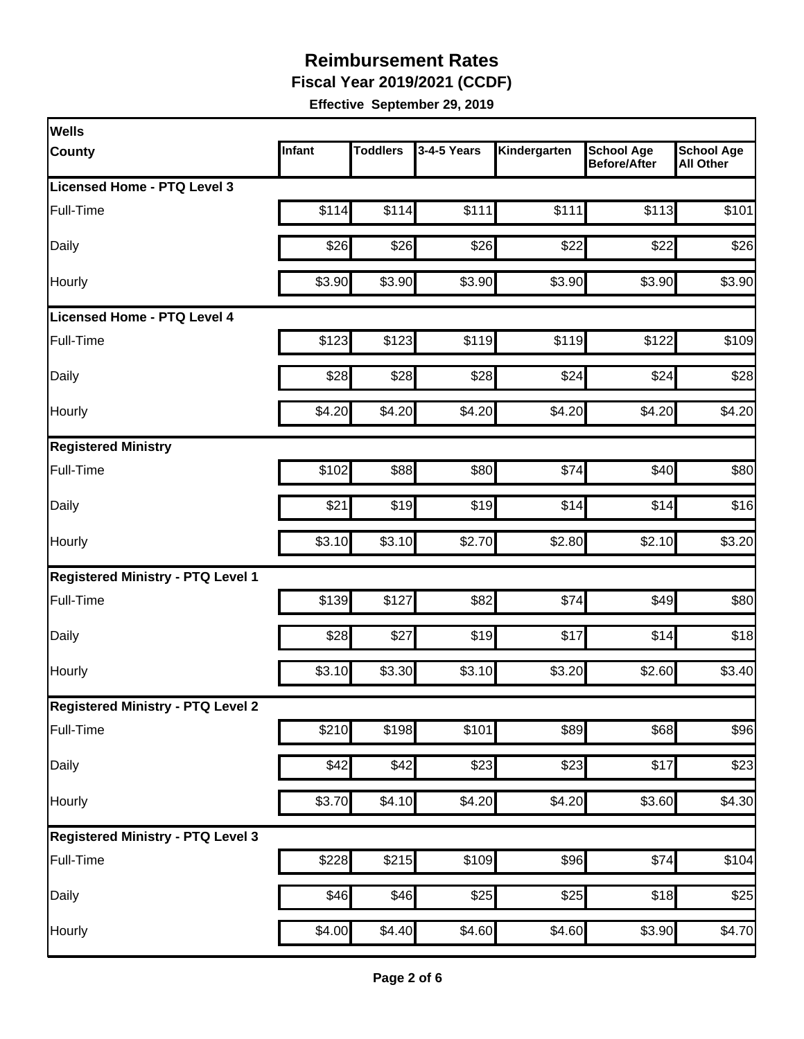# Reimbursement Rates

**Fiscal Year 2019/2021 (CCDF)**

**Effective September 29, 2019**

| Wells County | Infant | Toddlers | 3-4-5 Years | Kindergarten | School Age Before/After | School Age All Other |
|---|---|---|---|---|---|---|
| **Licensed Home - PTQ Level 3** | | | | | | |
| Full-Time | $114 | $114 | $111 | $111 | $113 | $101 |
| Daily | $26 | $26 | $26 | $22 | $22 | $26 |
| Hourly | $3.90 | $3.90 | $3.90 | $3.90 | $3.90 | $3.90 |
| **Licensed Home - PTQ Level 4** | | | | | | |
| Full-Time | $123 | $123 | $119 | $119 | $122 | $109 |
| Daily | $28 | $28 | $28 | $24 | $24 | $28 |
| Hourly | $4.20 | $4.20 | $4.20 | $4.20 | $4.20 | $4.20 |
| **Registered Ministry** | | | | | | |
| Full-Time | $102 | $88 | $80 | $74 | $40 | $80 |
| Daily | $21 | $19 | $19 | $14 | $14 | $16 |
| Hourly | $3.10 | $3.10 | $2.70 | $2.80 | $2.10 | $3.20 |
| **Registered Ministry - PTQ Level 1** | | | | | | |
| Full-Time | $139 | $127 | $82 | $74 | $49 | $80 |
| Daily | $28 | $27 | $19 | $17 | $14 | $18 |
| Hourly | $3.10 | $3.30 | $3.10 | $3.20 | $2.60 | $3.40 |
| **Registered Ministry - PTQ Level 2** | | | | | | |
| Full-Time | $210 | $198 | $101 | $89 | $68 | $96 |
| Daily | $42 | $42 | $23 | $23 | $17 | $23 |
| Hourly | $3.70 | $4.10 | $4.20 | $4.20 | $3.60 | $4.30 |
| **Registered Ministry - PTQ Level 3** | | | | | | |
| Full-Time | $228 | $215 | $109 | $96 | $74 | $104 |
| Daily | $46 | $46 | $25 | $25 | $18 | $25 |
| Hourly | $4.00 | $4.40 | $4.60 | $4.60 | $3.90 | $4.70 |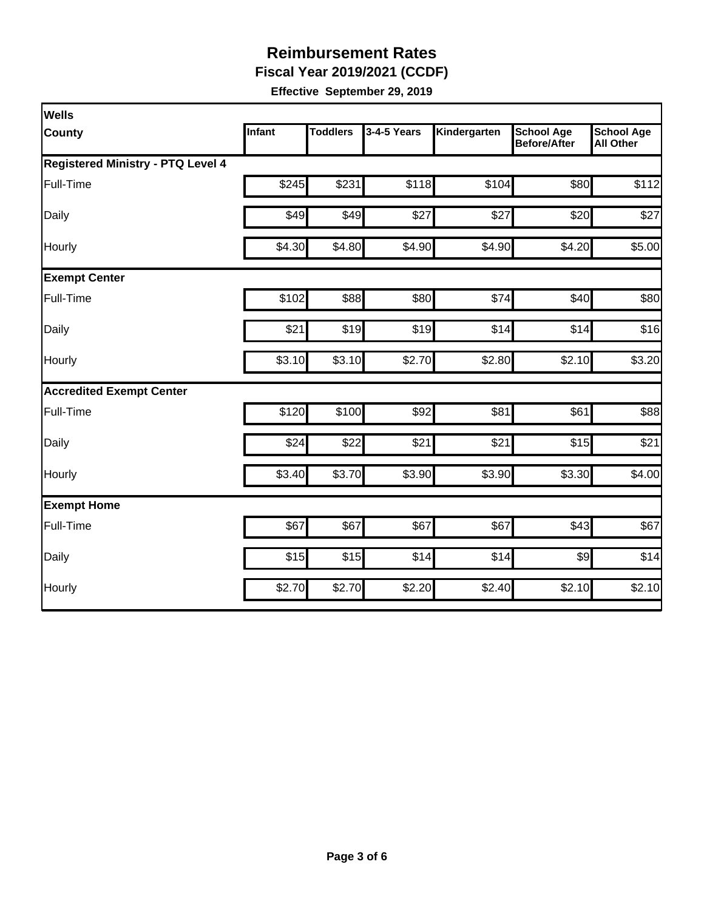# Reimbursement Rates

**Fiscal Year 2019/2021 (CCDF)**

**Effective September 29, 2019**

| Wells County | Infant | Toddlers | 3-4-5 Years | Kindergarten | School Age Before/After | School Age All Other |
|---|---|---|---|---|---|---|
| **Registered Ministry - PTQ Level 4** | | | | | | |
| Full-Time | $245 | $231 | $118 | $104 | $80 | $112 |
| Daily | $49 | $49 | $27 | $27 | $20 | $27 |
| Hourly | $4.30 | $4.80 | $4.90 | $4.90 | $4.20 | $5.00 |
| **Exempt Center** | | | | | | |
| Full-Time | $102 | $88 | $80 | $74 | $40 | $80 |
| Daily | $21 | $19 | $19 | $14 | $14 | $16 |
| Hourly | $3.10 | $3.10 | $2.70 | $2.80 | $2.10 | $3.20 |
| **Accredited Exempt Center** | | | | | | |
| Full-Time | $120 | $100 | $92 | $81 | $61 | $88 |
| Daily | $24 | $22 | $21 | $21 | $15 | $21 |
| Hourly | $3.40 | $3.70 | $3.90 | $3.90 | $3.30 | $4.00 |
| **Exempt Home** | | | | | | |
| Full-Time | $67 | $67 | $67 | $67 | $43 | $67 |
| Daily | $15 | $15 | $14 | $14 | $9 | $14 |
| Hourly | $2.70 | $2.70 | $2.20 | $2.40 | $2.10 | $2.10 |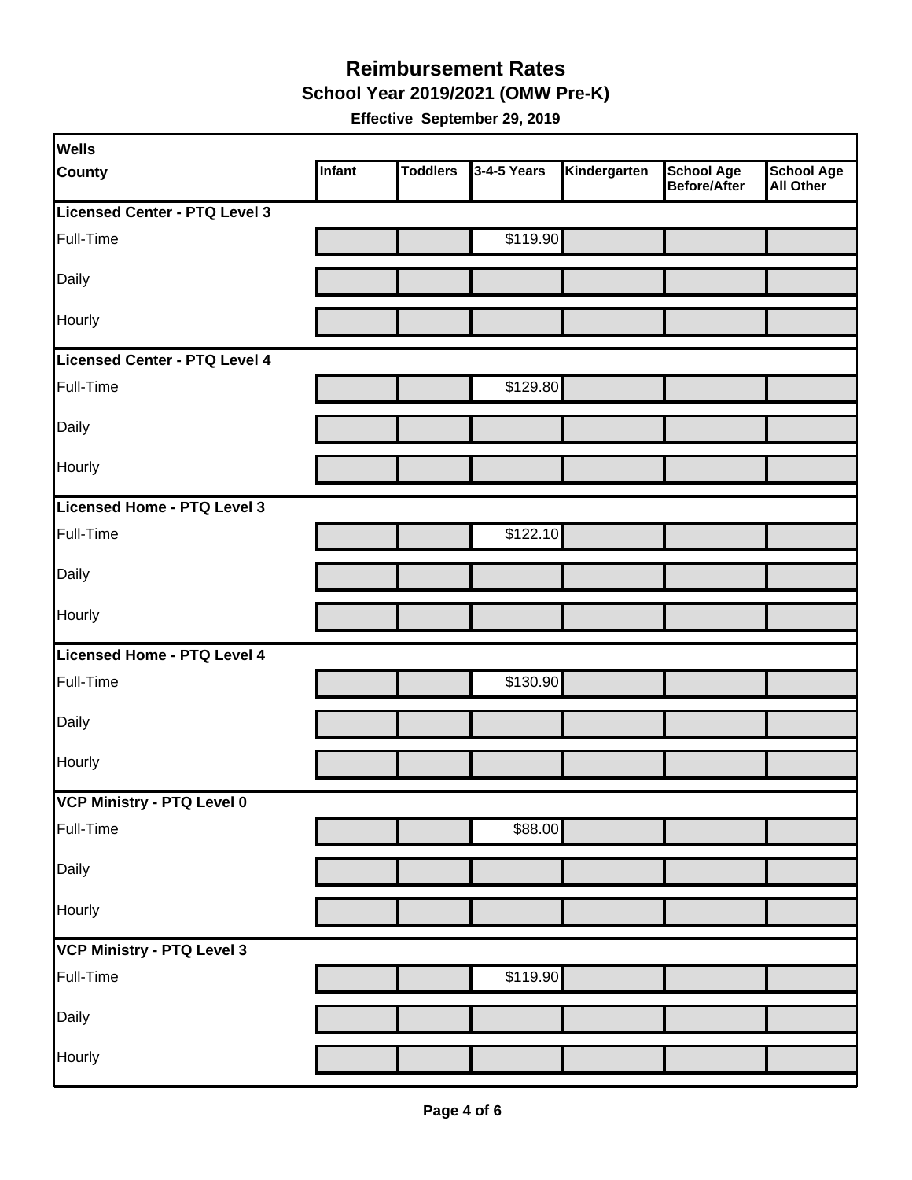# Reimbursement Rates

## School Year 2019/2021 (OMW Pre-K)

**Effective September 29, 2019**

| Wells County | Infant | Toddlers | 3-4-5 Years | Kindergarten | School Age Before/After | School Age All Other |
|---|---|---|---|---|---|---|
| **Licensed Center - PTQ Level 3** | | | | | | |
| Full-Time | | | $119.90 | | | |
| Daily | | | | | | |
| Hourly | | | | | | |
| **Licensed Center - PTQ Level 4** | | | | | | |
| Full-Time | | | $129.80 | | | |
| Daily | | | | | | |
| Hourly | | | | | | |
| **Licensed Home - PTQ Level 3** | | | | | | |
| Full-Time | | | $122.10 | | | |
| Daily | | | | | | |
| Hourly | | | | | | |
| **Licensed Home - PTQ Level 4** | | | | | | |
| Full-Time | | | $130.90 | | | |
| Daily | | | | | | |
| Hourly | | | | | | |
| **VCP Ministry - PTQ Level 0** | | | | | | |
| Full-Time | | | $88.00 | | | |
| Daily | | | | | | |
| Hourly | | | | | | |
| **VCP Ministry - PTQ Level 3** | | | | | | |
| Full-Time | | | $119.90 | | | |
| Daily | | | | | | |
| Hourly | | | | | | |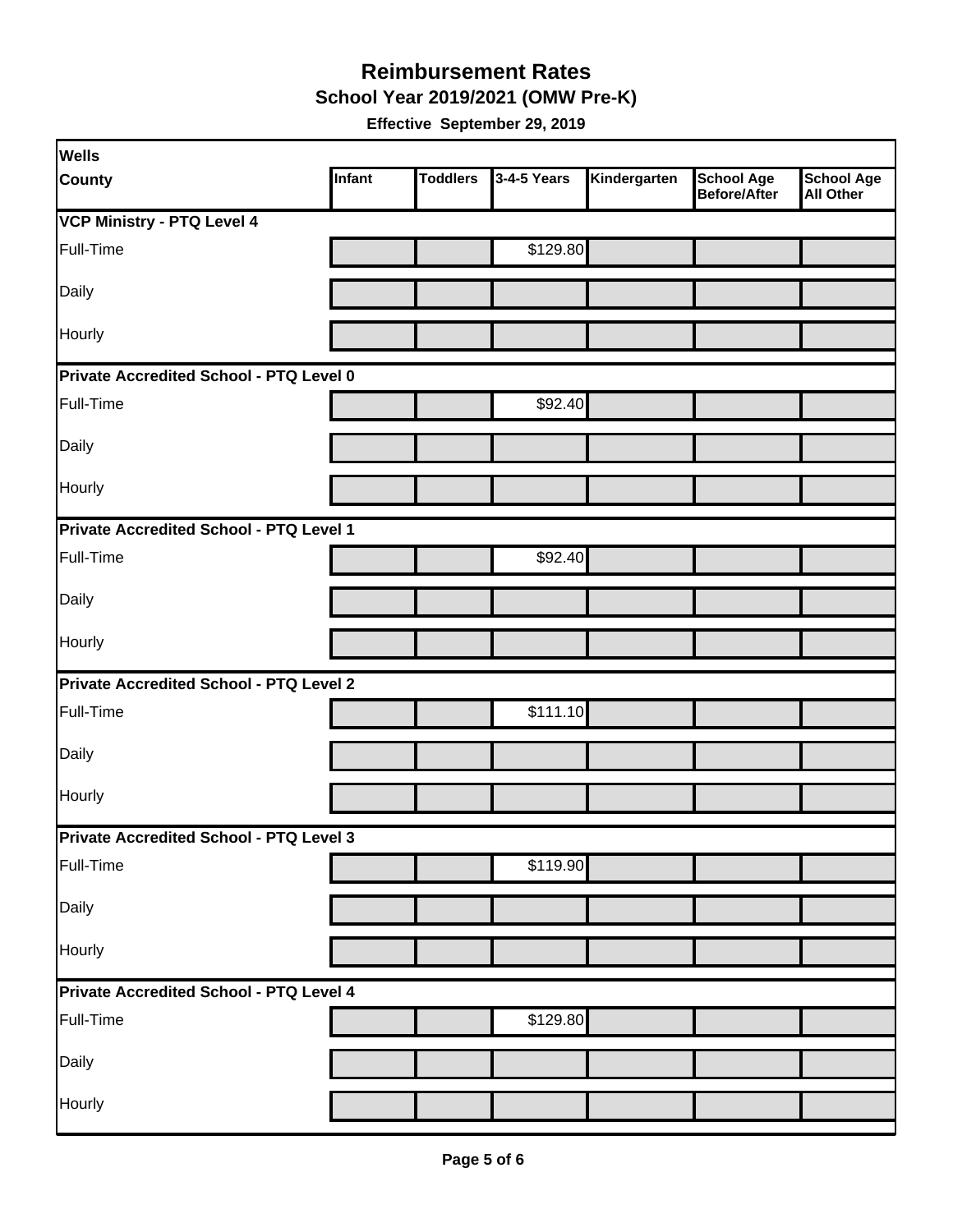# Reimbursement Rates

## School Year 2019/2021 (OMW Pre-K)

**Effective September 29, 2019**

| Wells County | Infant | Toddlers | 3-4-5 Years | Kindergarten | School Age Before/After | School Age All Other |
|---|---|---|---|---|---|---|
| **VCP Ministry - PTQ Level 4** | | | | | | |
| Full-Time | | | $129.80 | | | |
| Daily | | | | | | |
| Hourly | | | | | | |
| **Private Accredited School - PTQ Level 0** | | | | | | |
| Full-Time | | | $92.40 | | | |
| Daily | | | | | | |
| Hourly | | | | | | |
| **Private Accredited School - PTQ Level 1** | | | | | | |
| Full-Time | | | $92.40 | | | |
| Daily | | | | | | |
| Hourly | | | | | | |
| **Private Accredited School - PTQ Level 2** | | | | | | |
| Full-Time | | | $111.10 | | | |
| Daily | | | | | | |
| Hourly | | | | | | |
| **Private Accredited School - PTQ Level 3** | | | | | | |
| Full-Time | | | $119.90 | | | |
| Daily | | | | | | |
| Hourly | | | | | | |
| **Private Accredited School - PTQ Level 4** | | | | | | |
| Full-Time | | | $129.80 | | | |
| Daily | | | | | | |
| Hourly | | | | | | |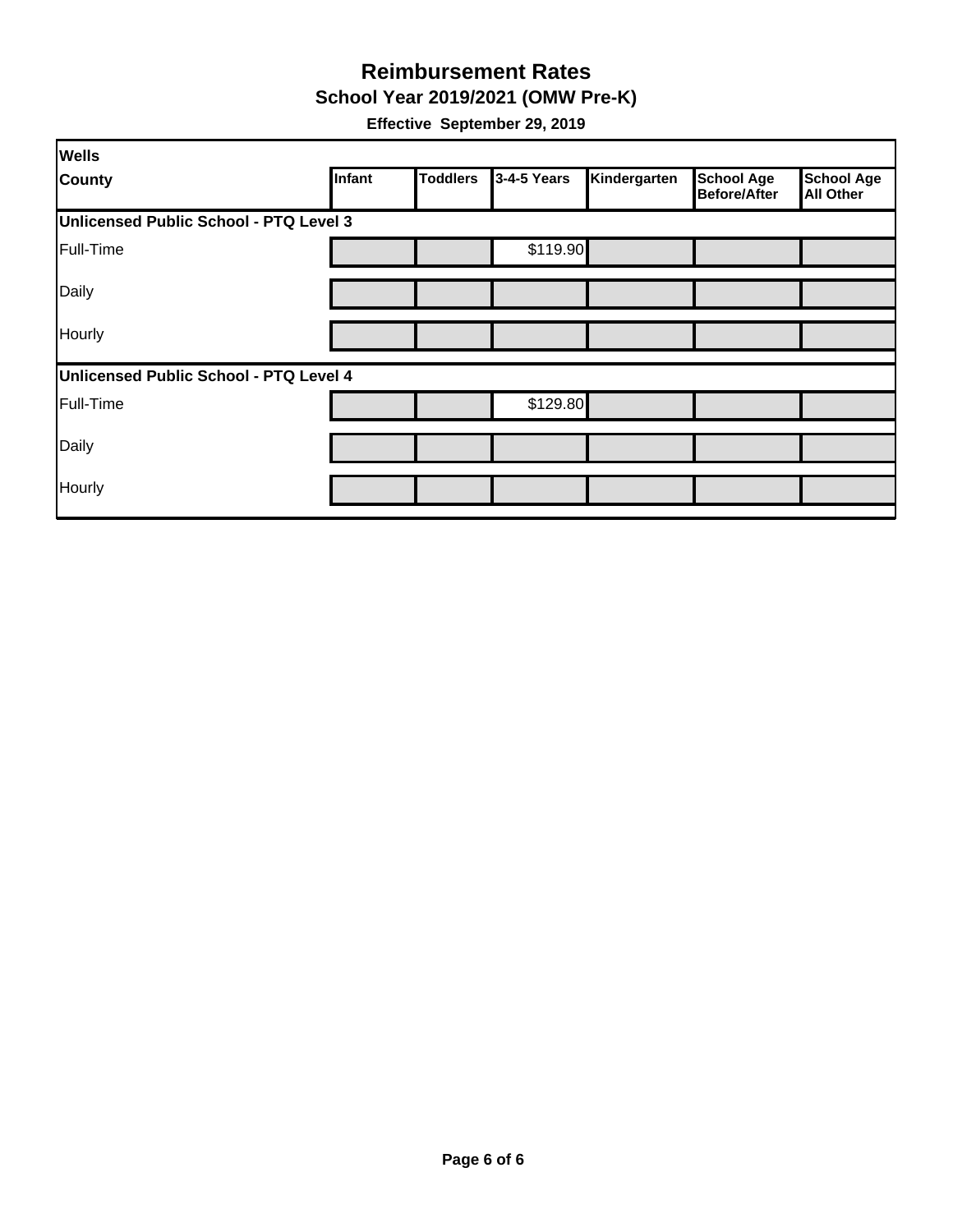# Reimbursement Rates

## School Year 2019/2021 (OMW Pre-K)

**Effective September 29, 2019**

| **Wells County** | **Infant** | **Toddlers** | **3-4-5 Years** | **Kindergarten** | **School Age Before/After** | **School Age All Other** |
|---|---|---|---|---|---|---|
| **Unlicensed Public School - PTQ Level 3** | | | | | | |
| Full-Time | | | $119.90 | | | |
| Daily | | | | | | |
| Hourly | | | | | | |
| **Unlicensed Public School - PTQ Level 4** | | | | | | |
| Full-Time | | | $129.80 | | | |
| Daily | | | | | | |
| Hourly | | | | | | |